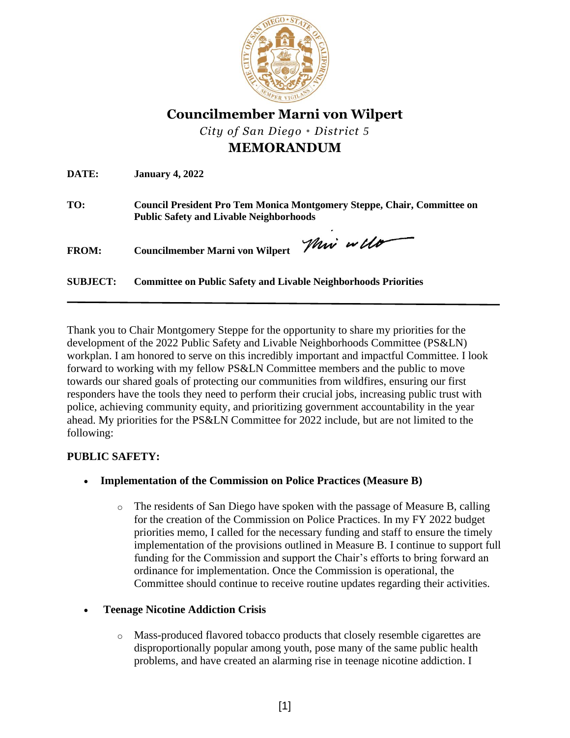# Councilmember Marni von Wilpert

*City of San Diego • District 5*

## MEMORANDUM

**DATE:** **January 4, 2022**

**TO:** **Council President Pro Tem Monica Montgomery Steppe, Chair, Committee on Public Safety and Livable Neighborhoods**

**FROM:** **Councilmember Marni von Wilpert**

**SUBJECT:** **Committee on Public Safety and Livable Neighborhoods Priorities**

---

Thank you to Chair Montgomery Steppe for the opportunity to share my priorities for the development of the 2022 Public Safety and Livable Neighborhoods Committee (PS&LN) workplan. I am honored to serve on this incredibly important and impactful Committee. I look forward to working with my fellow PS&LN Committee members and the public to move towards our shared goals of protecting our communities from wildfires, ensuring our first responders have the tools they need to perform their crucial jobs, increasing public trust with police, achieving community equity, and prioritizing government accountability in the year ahead. My priorities for the PS&LN Committee for 2022 include, but are not limited to the following:

**PUBLIC SAFETY:**

- **Implementation of the Commission on Police Practices (Measure B)**
  - The residents of San Diego have spoken with the passage of Measure B, calling for the creation of the Commission on Police Practices. In my FY 2022 budget priorities memo, I called for the necessary funding and staff to ensure the timely implementation of the provisions outlined in Measure B. I continue to support full funding for the Commission and support the Chair's efforts to bring forward an ordinance for implementation. Once the Commission is operational, the Committee should continue to receive routine updates regarding their activities.

- **Teenage Nicotine Addiction Crisis**
  - Mass-produced flavored tobacco products that closely resemble cigarettes are disproportionally popular among youth, pose many of the same public health problems, and have created an alarming rise in teenage nicotine addiction. I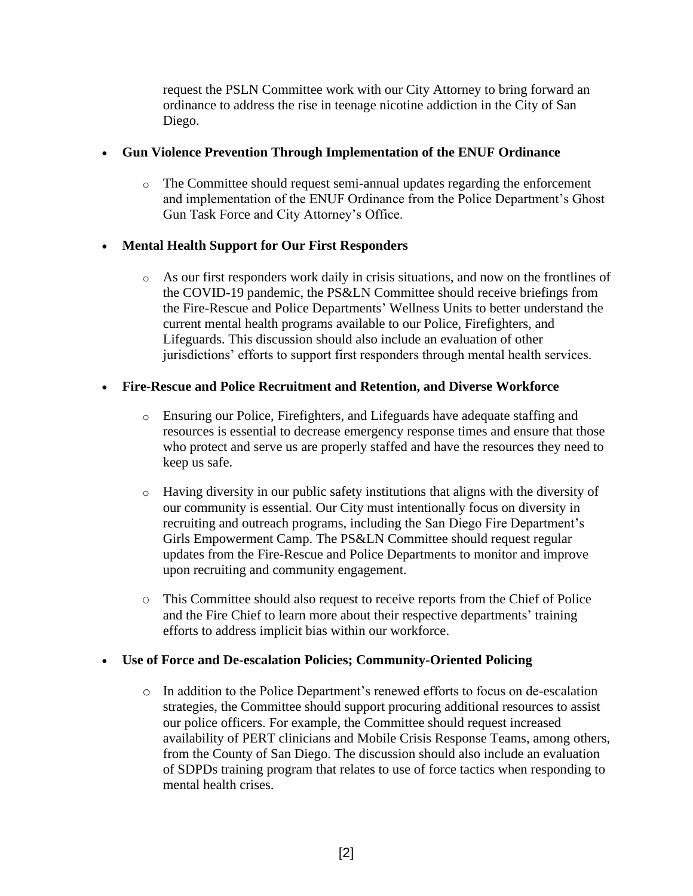request the PSLN Committee work with our City Attorney to bring forward an ordinance to address the rise in teenage nicotine addiction in the City of San Diego.

- **Gun Violence Prevention Through Implementation of the ENUF Ordinance**
  - The Committee should request semi-annual updates regarding the enforcement and implementation of the ENUF Ordinance from the Police Department's Ghost Gun Task Force and City Attorney's Office.

- **Mental Health Support for Our First Responders**
  - As our first responders work daily in crisis situations, and now on the frontlines of the COVID-19 pandemic, the PS&LN Committee should receive briefings from the Fire-Rescue and Police Departments' Wellness Units to better understand the current mental health programs available to our Police, Firefighters, and Lifeguards. This discussion should also include an evaluation of other jurisdictions' efforts to support first responders through mental health services.

- **Fire-Rescue and Police Recruitment and Retention, and Diverse Workforce**
  - Ensuring our Police, Firefighters, and Lifeguards have adequate staffing and resources is essential to decrease emergency response times and ensure that those who protect and serve us are properly staffed and have the resources they need to keep us safe.
  - Having diversity in our public safety institutions that aligns with the diversity of our community is essential. Our City must intentionally focus on diversity in recruiting and outreach programs, including the San Diego Fire Department's Girls Empowerment Camp. The PS&LN Committee should request regular updates from the Fire-Rescue and Police Departments to monitor and improve upon recruiting and community engagement.
  - This Committee should also request to receive reports from the Chief of Police and the Fire Chief to learn more about their respective departments' training efforts to address implicit bias within our workforce.

- **Use of Force and De-escalation Policies; Community-Oriented Policing**
  - In addition to the Police Department's renewed efforts to focus on de-escalation strategies, the Committee should support procuring additional resources to assist our police officers. For example, the Committee should request increased availability of PERT clinicians and Mobile Crisis Response Teams, among others, from the County of San Diego. The discussion should also include an evaluation of SDPDs training program that relates to use of force tactics when responding to mental health crises.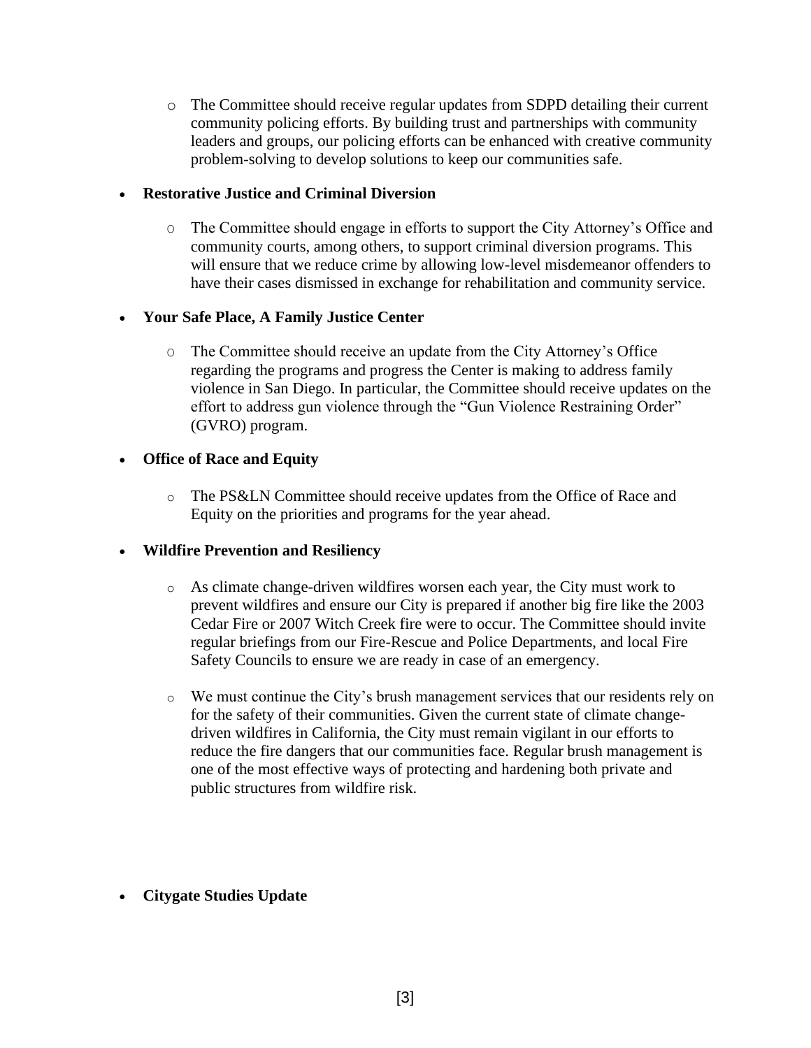- The Committee should receive regular updates from SDPD detailing their current community policing efforts. By building trust and partnerships with community leaders and groups, our policing efforts can be enhanced with creative community problem-solving to develop solutions to keep our communities safe.

- **Restorative Justice and Criminal Diversion**
    - The Committee should engage in efforts to support the City Attorney's Office and community courts, among others, to support criminal diversion programs. This will ensure that we reduce crime by allowing low-level misdemeanor offenders to have their cases dismissed in exchange for rehabilitation and community service.

- **Your Safe Place, A Family Justice Center**
    - The Committee should receive an update from the City Attorney's Office regarding the programs and progress the Center is making to address family violence in San Diego. In particular, the Committee should receive updates on the effort to address gun violence through the "Gun Violence Restraining Order" (GVRO) program.

- **Office of Race and Equity**
    - The PS&LN Committee should receive updates from the Office of Race and Equity on the priorities and programs for the year ahead.

- **Wildfire Prevention and Resiliency**
    - As climate change-driven wildfires worsen each year, the City must work to prevent wildfires and ensure our City is prepared if another big fire like the 2003 Cedar Fire or 2007 Witch Creek fire were to occur. The Committee should invite regular briefings from our Fire-Rescue and Police Departments, and local Fire Safety Councils to ensure we are ready in case of an emergency.
    - We must continue the City's brush management services that our residents rely on for the safety of their communities. Given the current state of climate change-driven wildfires in California, the City must remain vigilant in our efforts to reduce the fire dangers that our communities face. Regular brush management is one of the most effective ways of protecting and hardening both private and public structures from wildfire risk.

- **Citygate Studies Update**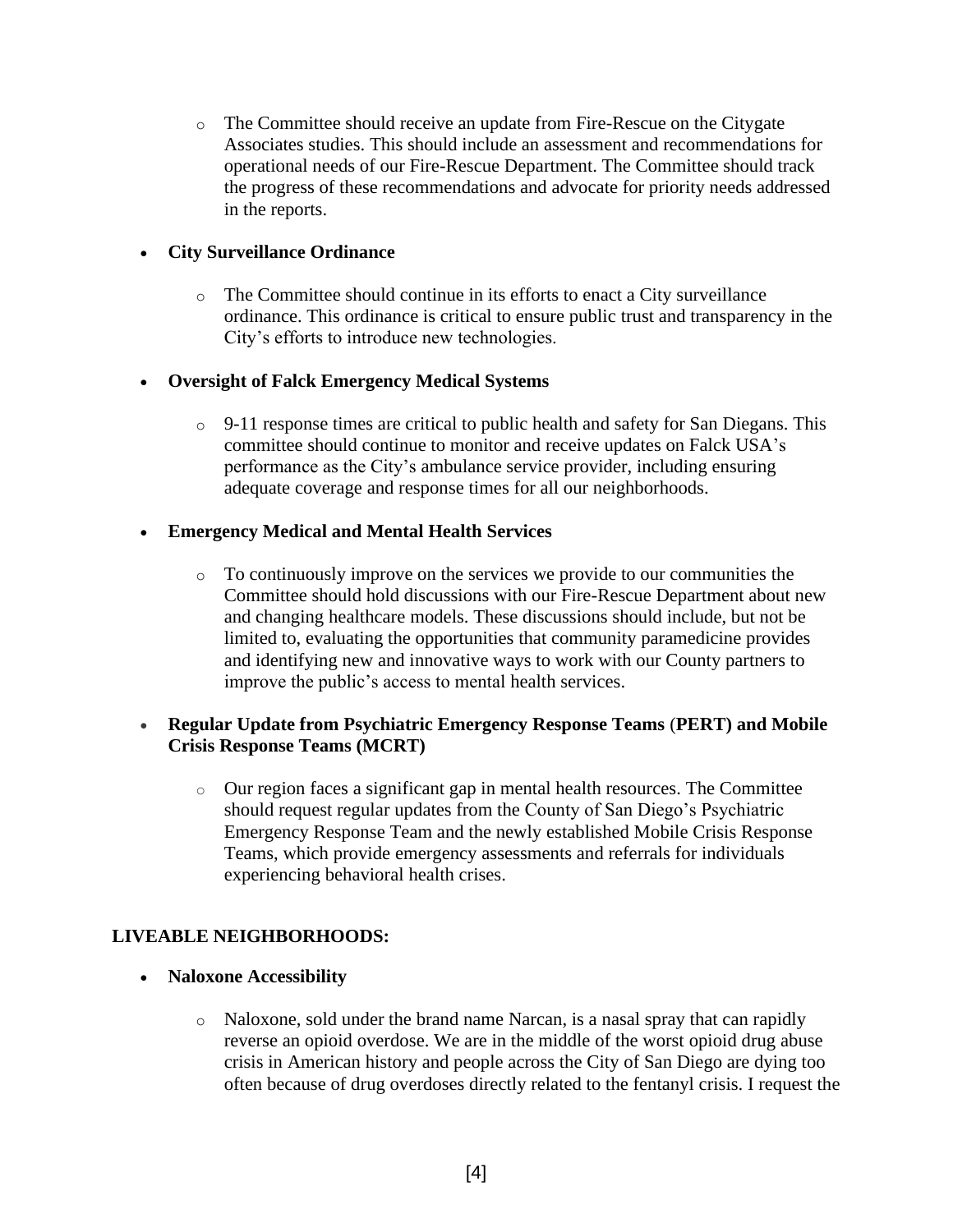- The Committee should receive an update from Fire-Rescue on the Citygate Associates studies. This should include an assessment and recommendations for operational needs of our Fire-Rescue Department. The Committee should track the progress of these recommendations and advocate for priority needs addressed in the reports.

- **City Surveillance Ordinance**

  - The Committee should continue in its efforts to enact a City surveillance ordinance. This ordinance is critical to ensure public trust and transparency in the City's efforts to introduce new technologies.

- **Oversight of Falck Emergency Medical Systems**

  - 9-11 response times are critical to public health and safety for San Diegans. This committee should continue to monitor and receive updates on Falck USA's performance as the City's ambulance service provider, including ensuring adequate coverage and response times for all our neighborhoods.

- **Emergency Medical and Mental Health Services**

  - To continuously improve on the services we provide to our communities the Committee should hold discussions with our Fire-Rescue Department about new and changing healthcare models. These discussions should include, but not be limited to, evaluating the opportunities that community paramedicine provides and identifying new and innovative ways to work with our County partners to improve the public's access to mental health services.

- **Regular Update from Psychiatric Emergency Response Teams (PERT) and Mobile Crisis Response Teams (MCRT)**

  - Our region faces a significant gap in mental health resources. The Committee should request regular updates from the County of San Diego's Psychiatric Emergency Response Team and the newly established Mobile Crisis Response Teams, which provide emergency assessments and referrals for individuals experiencing behavioral health crises.

**LIVEABLE NEIGHBORHOODS:**

- **Naloxone Accessibility**

  - Naloxone, sold under the brand name Narcan, is a nasal spray that can rapidly reverse an opioid overdose. We are in the middle of the worst opioid drug abuse crisis in American history and people across the City of San Diego are dying too often because of drug overdoses directly related to the fentanyl crisis. I request the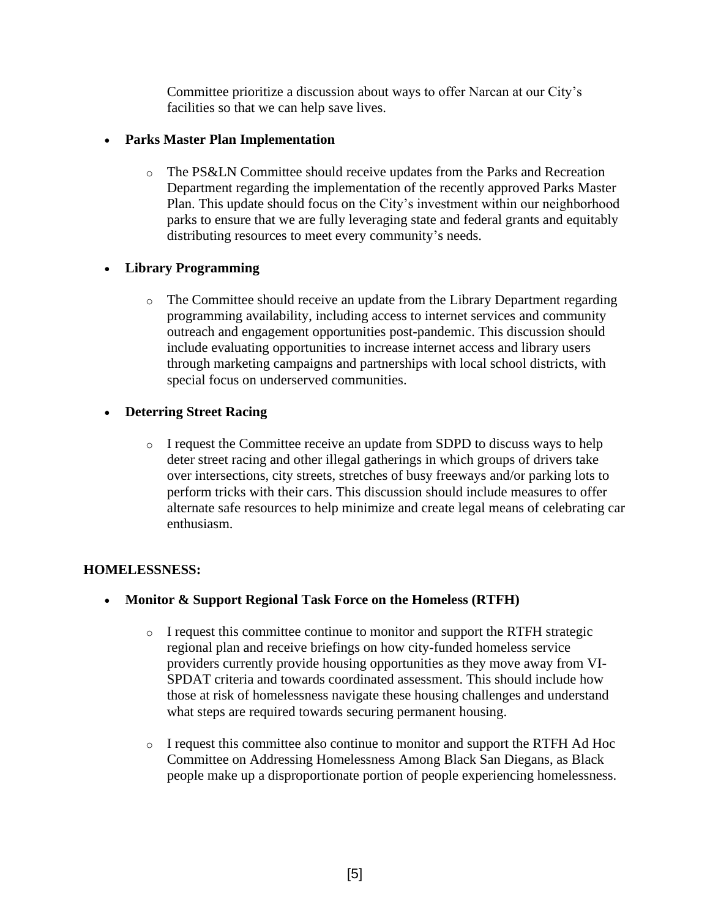Committee prioritize a discussion about ways to offer Narcan at our City's facilities so that we can help save lives.

- **Parks Master Plan Implementation**
  - The PS&LN Committee should receive updates from the Parks and Recreation Department regarding the implementation of the recently approved Parks Master Plan. This update should focus on the City's investment within our neighborhood parks to ensure that we are fully leveraging state and federal grants and equitably distributing resources to meet every community's needs.

- **Library Programming**
  - The Committee should receive an update from the Library Department regarding programming availability, including access to internet services and community outreach and engagement opportunities post-pandemic. This discussion should include evaluating opportunities to increase internet access and library users through marketing campaigns and partnerships with local school districts, with special focus on underserved communities.

- **Deterring Street Racing**
  - I request the Committee receive an update from SDPD to discuss ways to help deter street racing and other illegal gatherings in which groups of drivers take over intersections, city streets, stretches of busy freeways and/or parking lots to perform tricks with their cars. This discussion should include measures to offer alternate safe resources to help minimize and create legal means of celebrating car enthusiasm.

**HOMELESSNESS:**

- **Monitor & Support Regional Task Force on the Homeless (RTFH)**
  - I request this committee continue to monitor and support the RTFH strategic regional plan and receive briefings on how city-funded homeless service providers currently provide housing opportunities as they move away from VI-SPDAT criteria and towards coordinated assessment. This should include how those at risk of homelessness navigate these housing challenges and understand what steps are required towards securing permanent housing.
  - I request this committee also continue to monitor and support the RTFH Ad Hoc Committee on Addressing Homelessness Among Black San Diegans, as Black people make up a disproportionate portion of people experiencing homelessness.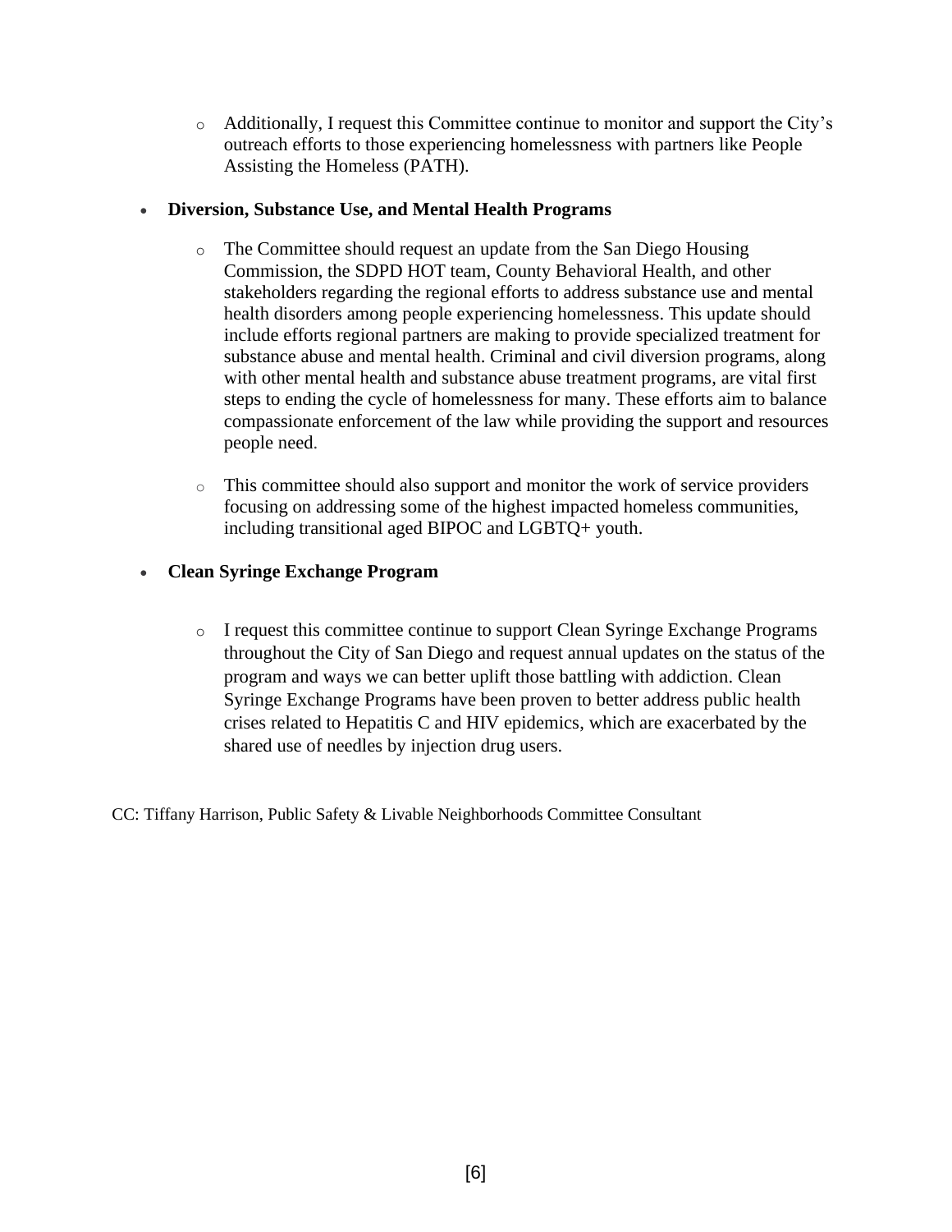- Additionally, I request this Committee continue to monitor and support the City's outreach efforts to those experiencing homelessness with partners like People Assisting the Homeless (PATH).

- **Diversion, Substance Use, and Mental Health Programs**

  - The Committee should request an update from the San Diego Housing Commission, the SDPD HOT team, County Behavioral Health, and other stakeholders regarding the regional efforts to address substance use and mental health disorders among people experiencing homelessness. This update should include efforts regional partners are making to provide specialized treatment for substance abuse and mental health. Criminal and civil diversion programs, along with other mental health and substance abuse treatment programs, are vital first steps to ending the cycle of homelessness for many. These efforts aim to balance compassionate enforcement of the law while providing the support and resources people need.

  - This committee should also support and monitor the work of service providers focusing on addressing some of the highest impacted homeless communities, including transitional aged BIPOC and LGBTQ+ youth.

- **Clean Syringe Exchange Program**

  - I request this committee continue to support Clean Syringe Exchange Programs throughout the City of San Diego and request annual updates on the status of the program and ways we can better uplift those battling with addiction. Clean Syringe Exchange Programs have been proven to better address public health crises related to Hepatitis C and HIV epidemics, which are exacerbated by the shared use of needles by injection drug users.

CC: Tiffany Harrison, Public Safety & Livable Neighborhoods Committee Consultant